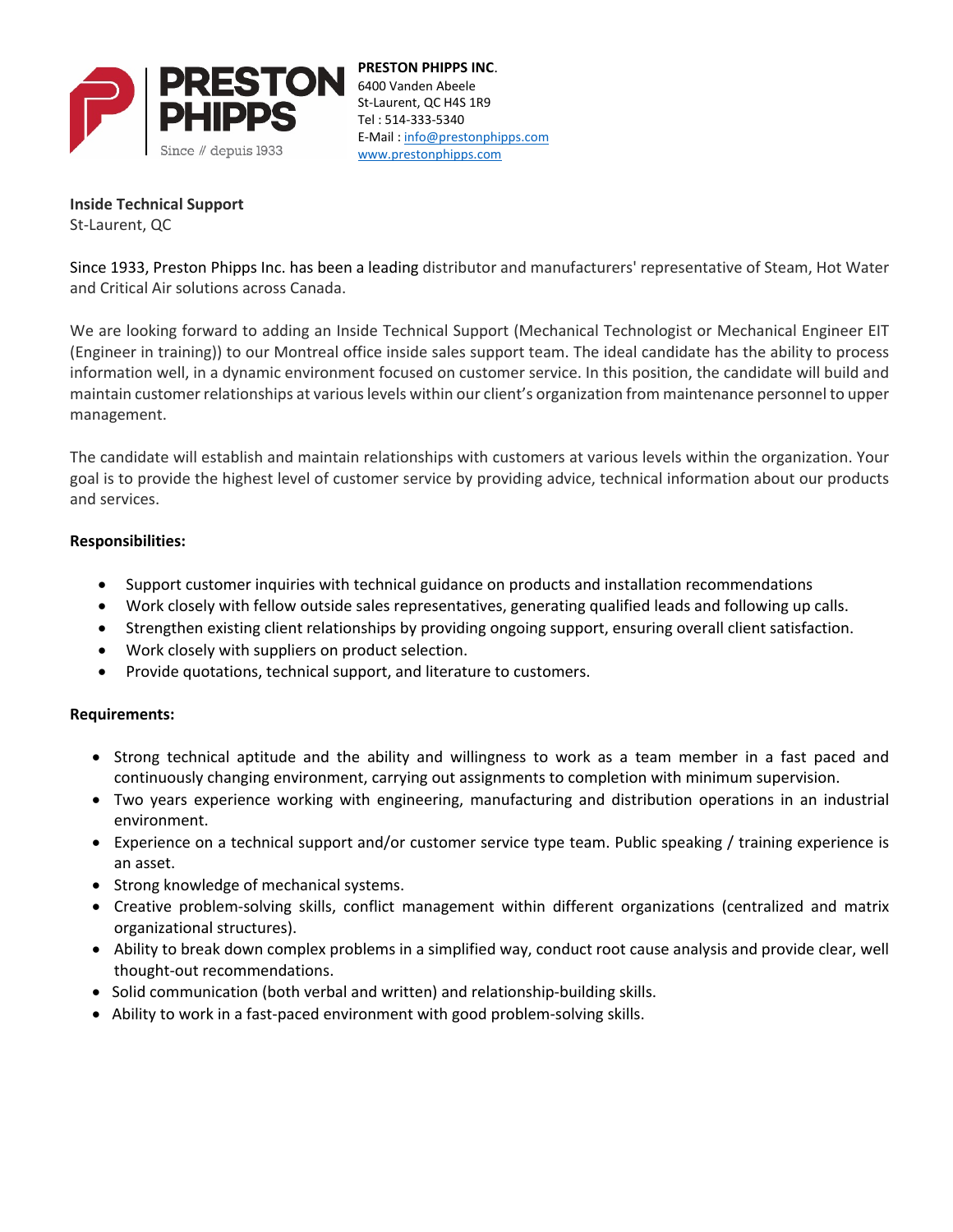PRESTON PHIPPS

Since // depuis 1933

**PRESTON PHIPPS INC.**
6400 Vanden Abeele
St-Laurent, QC H4S 1R9
Tel : 514-333-5340
E-Mail : info@prestonphipps.com
www.prestonphipps.com

**Inside Technical Support**
St-Laurent, QC

Since 1933, Preston Phipps Inc. has been a leading distributor and manufacturers' representative of Steam, Hot Water and Critical Air solutions across Canada.

We are looking forward to adding an Inside Technical Support (Mechanical Technologist or Mechanical Engineer EIT (Engineer in training)) to our Montreal office inside sales support team. The ideal candidate has the ability to process information well, in a dynamic environment focused on customer service. In this position, the candidate will build and maintain customer relationships at various levels within our client's organization from maintenance personnel to upper management.

The candidate will establish and maintain relationships with customers at various levels within the organization. Your goal is to provide the highest level of customer service by providing advice, technical information about our products and services.

**Responsibilities:**

- Support customer inquiries with technical guidance on products and installation recommendations
- Work closely with fellow outside sales representatives, generating qualified leads and following up calls.
- Strengthen existing client relationships by providing ongoing support, ensuring overall client satisfaction.
- Work closely with suppliers on product selection.
- Provide quotations, technical support, and literature to customers.

**Requirements:**

- Strong technical aptitude and the ability and willingness to work as a team member in a fast paced and continuously changing environment, carrying out assignments to completion with minimum supervision.
- Two years experience working with engineering, manufacturing and distribution operations in an industrial environment.
- Experience on a technical support and/or customer service type team. Public speaking / training experience is an asset.
- Strong knowledge of mechanical systems.
- Creative problem-solving skills, conflict management within different organizations (centralized and matrix organizational structures).
- Ability to break down complex problems in a simplified way, conduct root cause analysis and provide clear, well thought-out recommendations.
- Solid communication (both verbal and written) and relationship-building skills.
- Ability to work in a fast-paced environment with good problem-solving skills.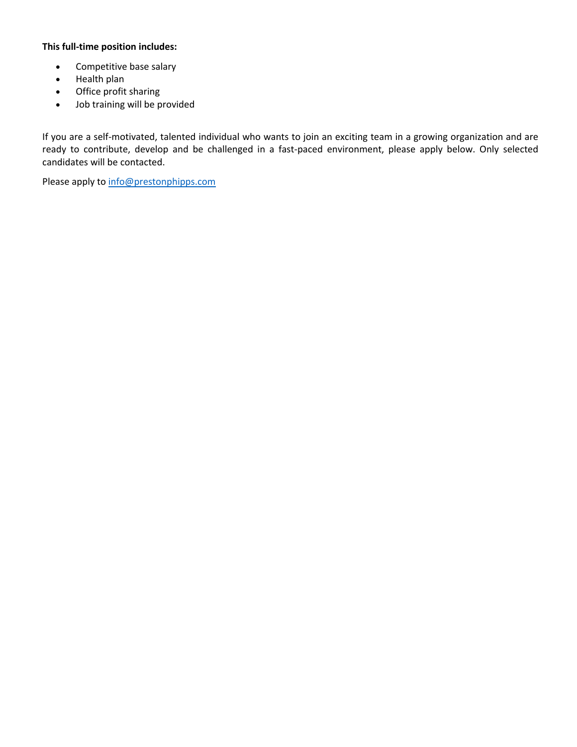**This full-time position includes:**

- Competitive base salary
- Health plan
- Office profit sharing
- Job training will be provided

If you are a self-motivated, talented individual who wants to join an exciting team in a growing organization and are ready to contribute, develop and be challenged in a fast-paced environment, please apply below. Only selected candidates will be contacted.

Please apply to info@prestonphipps.com